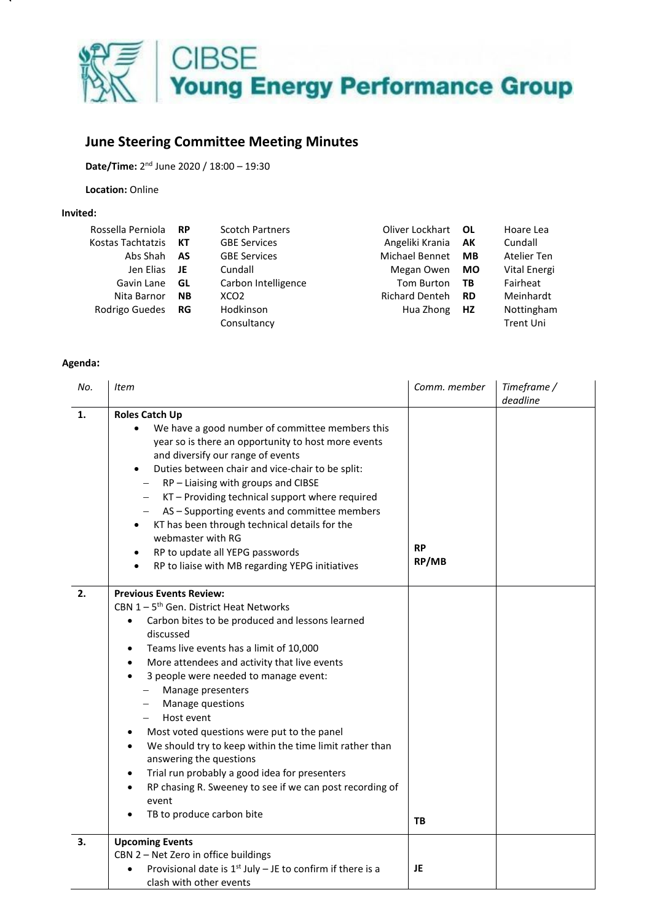CIBSE **Young Energy Performance Group**

## June Steering Committee Meeting Minutes

**Date/Time:** 2nd June 2020 / 18:00 – 19:30

**Location:** Online

**Invited:**

| Name | Initials | Organisation | Name | Initials | Organisation |
|---|---|---|---|---|---|
| Rossella Perniola | **RP** | Scotch Partners | Oliver Lockhart | **OL** | Hoare Lea |
| Kostas Tachtatzis | **KT** | GBE Services | Angeliki Krania | **AK** | Cundall |
| Abs Shah | **AS** | GBE Services | Michael Bennet | **MB** | Atelier Ten |
| Jen Elias | **JE** | Cundall | Megan Owen | **MO** | Vital Energi |
| Gavin Lane | **GL** | Carbon Intelligence | Tom Burton | **TB** | Fairheat |
| Nita Barnor | **NB** | XCO2 | Richard Denteh | **RD** | Meinhardt |
| Rodrigo Guedes | **RG** | Hodkinson Consultancy | Hua Zhong | **HZ** | Nottingham Trent Uni |

**Agenda:**

| *No.* | *Item* | *Comm. member* | *Timeframe / deadline* |
|---|---|---|---|
| **1.** | **Roles Catch Up**<br>• We have a good number of committee members this year so is there an opportunity to host more events and diversify our range of events<br>• Duties between chair and vice-chair to be split:<br>  – RP – Liaising with groups and CIBSE<br>  – KT – Providing technical support where required<br>  – AS – Supporting events and committee members<br>• KT has been through technical details for the webmaster with RG<br>• RP to update all YEPG passwords<br>• RP to liaise with MB regarding YEPG initiatives | **RP**<br>**RP/MB** | |
| **2.** | **Previous Events Review:**<br>CBN 1 – 5th Gen. District Heat Networks<br>• Carbon bites to be produced and lessons learned discussed<br>• Teams live events has a limit of 10,000<br>• More attendees and activity that live events<br>• 3 people were needed to manage event:<br>  – Manage presenters<br>  – Manage questions<br>  – Host event<br>• Most voted questions were put to the panel<br>• We should try to keep within the time limit rather than answering the questions<br>• Trial run probably a good idea for presenters<br>• RP chasing R. Sweeney to see if we can post recording of event<br>• TB to produce carbon bite | **TB** | |
| **3.** | **Upcoming Events**<br>CBN 2 – Net Zero in office buildings<br>• Provisional date is 1st July – JE to confirm if there is a clash with other events | **JE** | |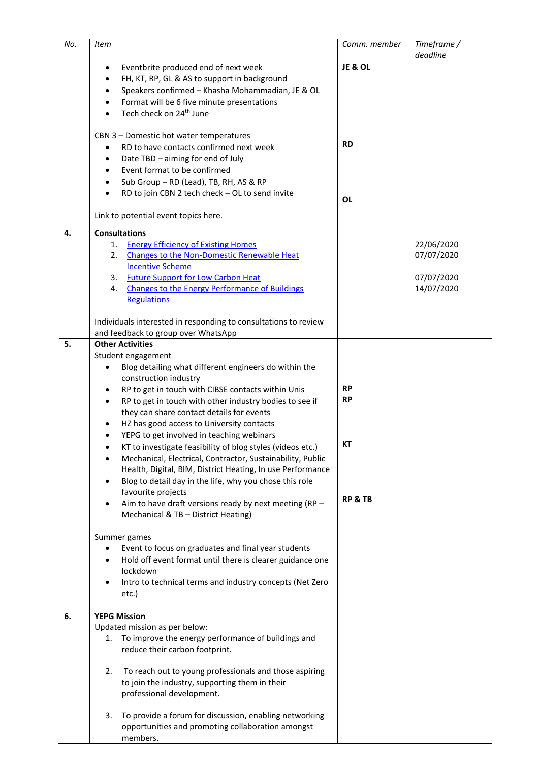| *No.* | *Item* | *Comm. member* | *Timeframe / deadline* |
|---|---|---|---|
| | • Eventbrite produced end of next week<br>• FH, KT, RP, GL & AS to support in background<br>• Speakers confirmed – Khasha Mohammadian, JE & OL<br>• Format will be 6 five minute presentations<br>• Tech check on 24th June<br><br>CBN 3 – Domestic hot water temperatures<br>• RD to have contacts confirmed next week<br>• Date TBD – aiming for end of July<br>• Event format to be confirmed<br>• Sub Group – RD (Lead), TB, RH, AS & RP<br>• RD to join CBN 2 tech check – OL to send invite<br><br>Link to potential event topics here. | **JE & OL**<br><br><br><br><br><br><br>**RD**<br><br><br><br><br>**OL** | |
| **4.** | **Consultations**<br>1. Energy Efficiency of Existing Homes<br>2. Changes to the Non-Domestic Renewable Heat Incentive Scheme<br>3. Future Support for Low Carbon Heat<br>4. Changes to the Energy Performance of Buildings Regulations<br><br>Individuals interested in responding to consultations to review and feedback to group over WhatsApp | | 22/06/2020<br>07/07/2020<br><br>07/07/2020<br>14/07/2020 |
| **5.** | **Other Activities**<br>Student engagement<br>• Blog detailing what different engineers do within the construction industry<br>• RP to get in touch with CIBSE contacts within Unis<br>• RP to get in touch with other industry bodies to see if they can share contact details for events<br>• HZ has good access to University contacts<br>• YEPG to get involved in teaching webinars<br>• KT to investigate feasibility of blog styles (videos etc.)<br>• Mechanical, Electrical, Contractor, Sustainability, Public Health, Digital, BIM, District Heating, In use Performance<br>• Blog to detail day in the life, why you chose this role favourite projects<br>• Aim to have draft versions ready by next meeting (RP – Mechanical & TB – District Heating)<br><br>Summer games<br>• Event to focus on graduates and final year students<br>• Hold off event format until there is clearer guidance one lockdown<br>• Intro to technical terms and industry concepts (Net Zero etc.) | <br><br><br>**RP**<br>**RP**<br><br><br><br>**KT**<br><br><br><br>**RP & TB** | |
| **6.** | **YEPG Mission**<br>Updated mission as per below:<br>1. To improve the energy performance of buildings and reduce their carbon footprint.<br><br>2. To reach out to young professionals and those aspiring to join the industry, supporting them in their professional development.<br><br>3. To provide a forum for discussion, enabling networking opportunities and promoting collaboration amongst members. | | |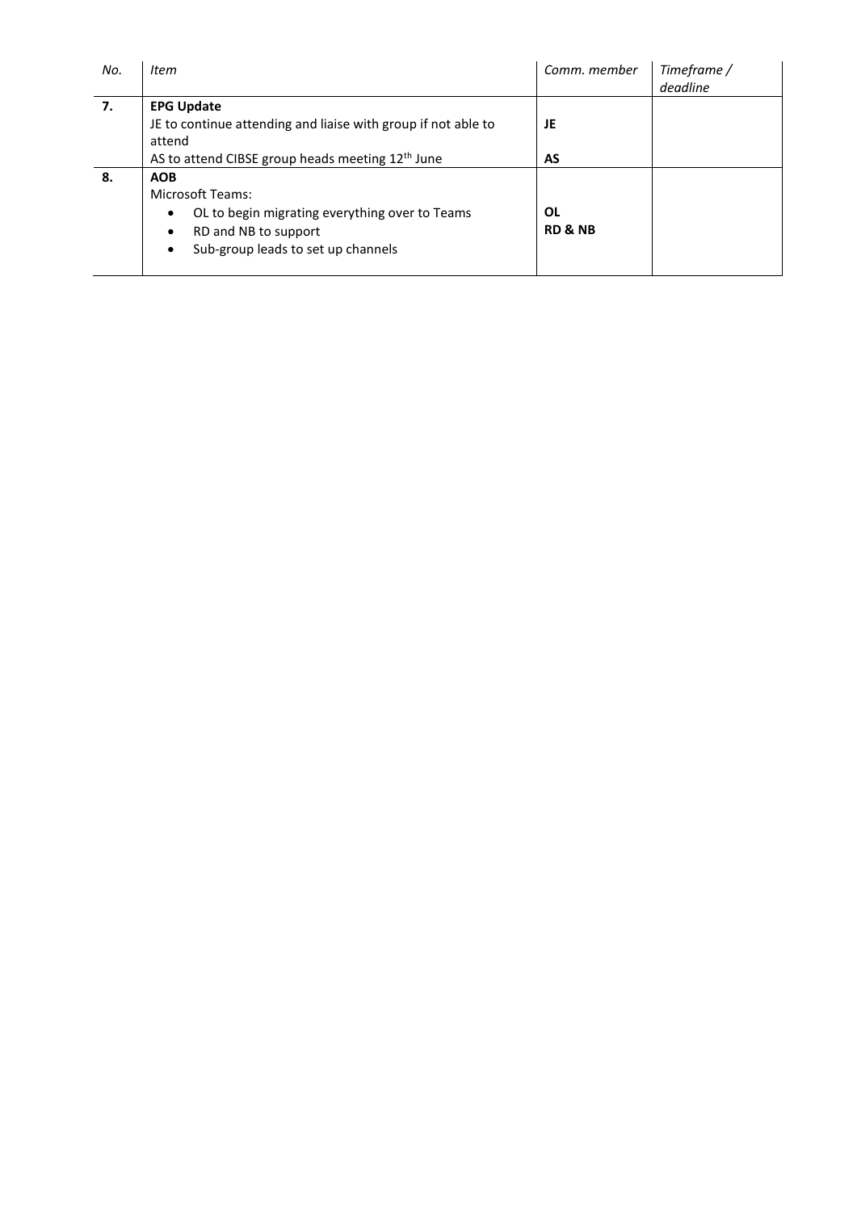| *No.* | *Item* | *Comm. member* | *Timeframe / deadline* |
|---|---|---|---|
| **7.** | **EPG Update**<br>JE to continue attending and liaise with group if not able to attend<br>AS to attend CIBSE group heads meeting 12th June | **JE**<br><br>**AS** | |
| **8.** | **AOB**<br>Microsoft Teams:<br>• OL to begin migrating everything over to Teams<br>• RD and NB to support<br>• Sub-group leads to set up channels | **OL**<br>**RD & NB** | |